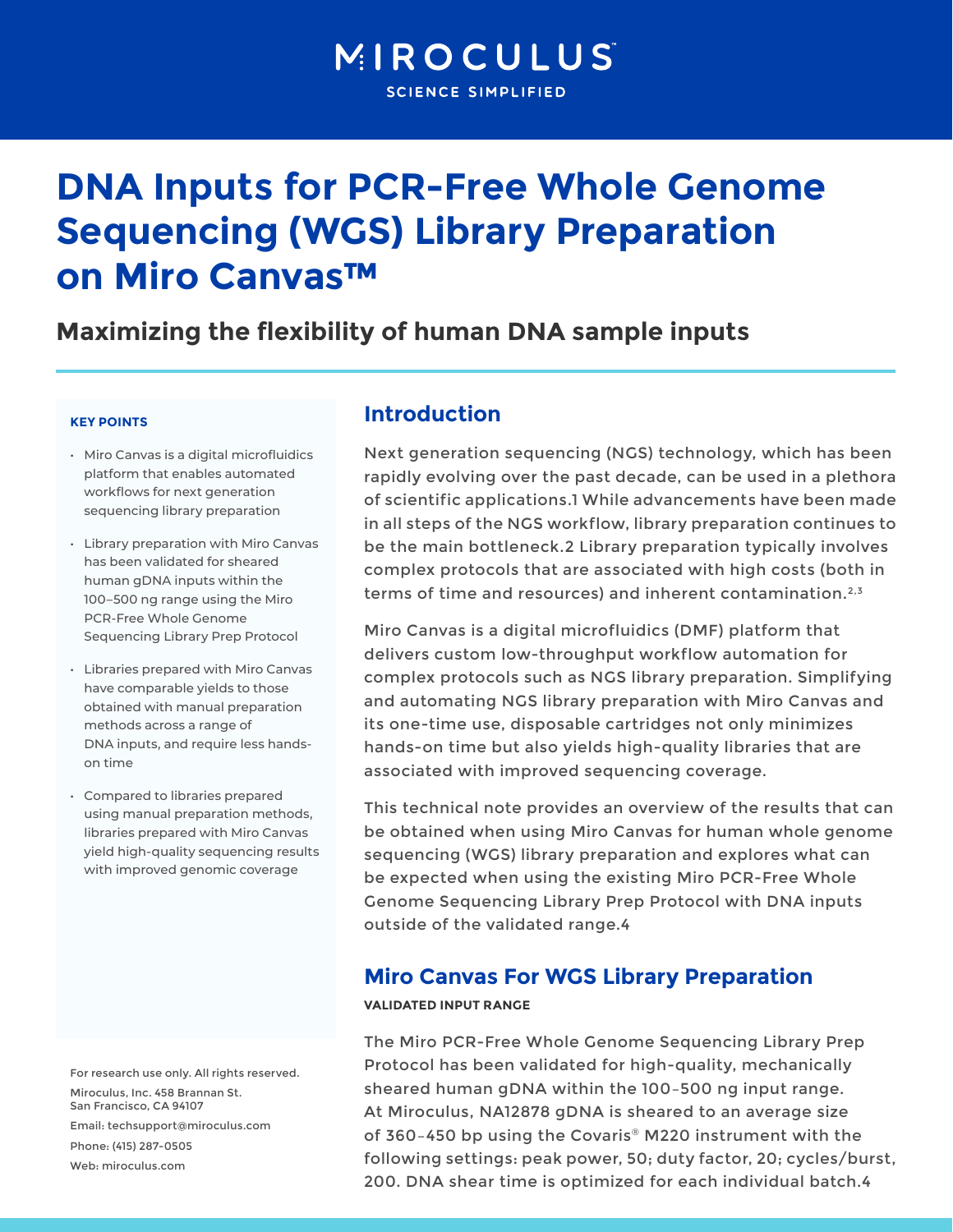MIROCULUS

SCIENCE SIMPLIFIED

# DNA Inputs for PCR-Free Whole Genome Sequencing (WGS) Library Preparation on Miro Canvas™

## Maximizing the flexibility of human DNA sample inputs

**KEY POINTS**

- Miro Canvas is a digital microfluidics platform that enables automated workflows for next generation sequencing library preparation
- Library preparation with Miro Canvas has been validated for sheared human gDNA inputs within the 100–500 ng range using the Miro PCR-Free Whole Genome Sequencing Library Prep Protocol
- Libraries prepared with Miro Canvas have comparable yields to those obtained with manual preparation methods across a range of DNA inputs, and require less hands-on time
- Compared to libraries prepared using manual preparation methods, libraries prepared with Miro Canvas yield high-quality sequencing results with improved genomic coverage

For research use only. All rights reserved.

Miroculus, Inc. 458 Brannan St.
San Francisco, CA 94107

Email: techsupport@miroculus.com

Phone: (415) 287-0505

Web: miroculus.com

## Introduction

Next generation sequencing (NGS) technology, which has been rapidly evolving over the past decade, can be used in a plethora of scientific applications.1 While advancements have been made in all steps of the NGS workflow, library preparation continues to be the main bottleneck.2 Library preparation typically involves complex protocols that are associated with high costs (both in terms of time and resources) and inherent contamination.[2,3]

Miro Canvas is a digital microfluidics (DMF) platform that delivers custom low-throughput workflow automation for complex protocols such as NGS library preparation. Simplifying and automating NGS library preparation with Miro Canvas and its one-time use, disposable cartridges not only minimizes hands-on time but also yields high-quality libraries that are associated with improved sequencing coverage.

This technical note provides an overview of the results that can be obtained when using Miro Canvas for human whole genome sequencing (WGS) library preparation and explores what can be expected when using the existing Miro PCR-Free Whole Genome Sequencing Library Prep Protocol with DNA inputs outside of the validated range.4

## Miro Canvas For WGS Library Preparation

**VALIDATED INPUT RANGE**

The Miro PCR-Free Whole Genome Sequencing Library Prep Protocol has been validated for high-quality, mechanically sheared human gDNA within the 100–500 ng input range. At Miroculus, NA12878 gDNA is sheared to an average size of 360–450 bp using the Covaris® M220 instrument with the following settings: peak power, 50; duty factor, 20; cycles/burst, 200. DNA shear time is optimized for each individual batch.4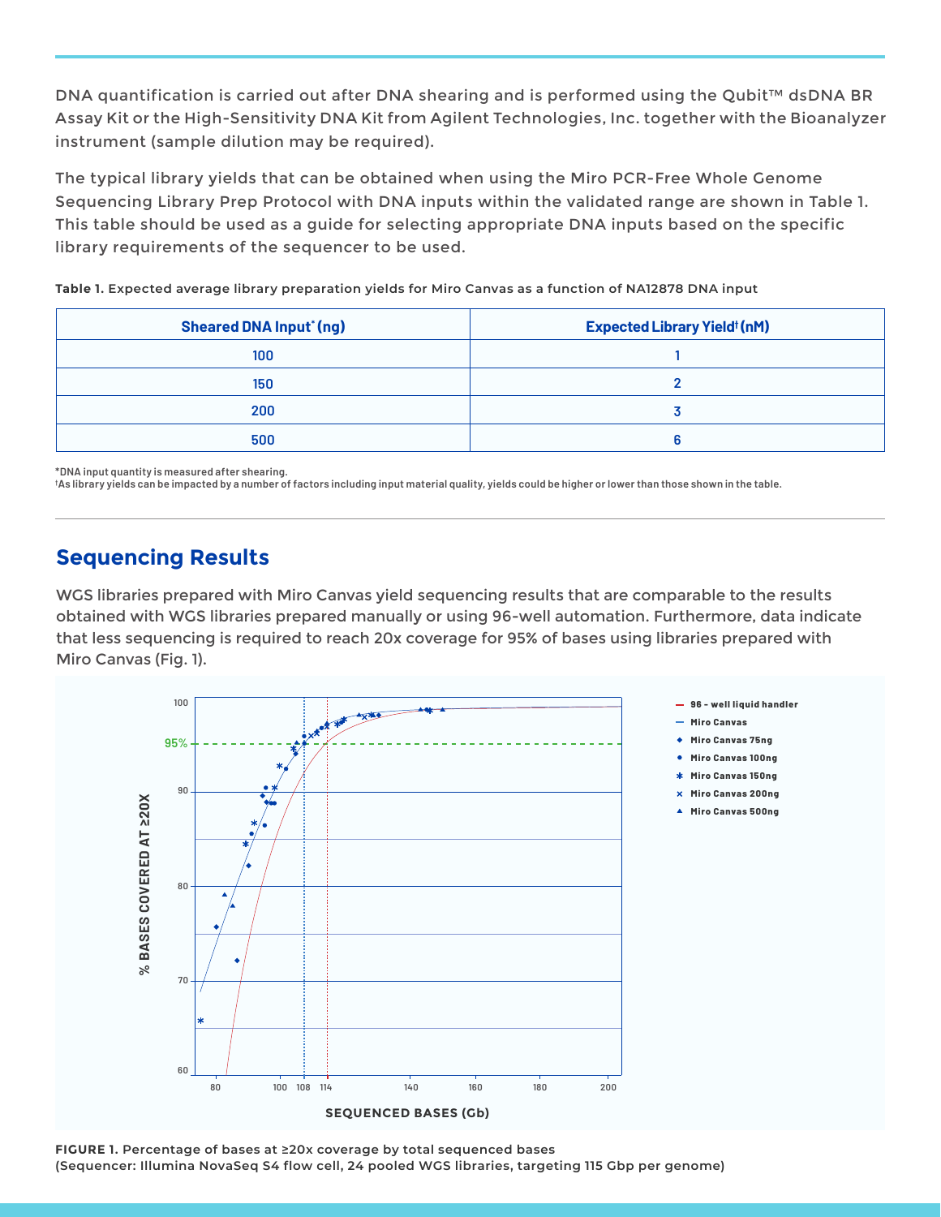DNA quantification is carried out after DNA shearing and is performed using the Qubit™ dsDNA BR Assay Kit or the High-Sensitivity DNA Kit from Agilent Technologies, Inc. together with the Bioanalyzer instrument (sample dilution may be required).

The typical library yields that can be obtained when using the Miro PCR-Free Whole Genome Sequencing Library Prep Protocol with DNA inputs within the validated range are shown in Table 1. This table should be used as a guide for selecting appropriate DNA inputs based on the specific library requirements of the sequencer to be used.

**Table 1.** Expected average library preparation yields for Miro Canvas as a function of NA12878 DNA input

| Sheared DNA Input* (ng) | Expected Library Yield† (nM) |
|---|---|
| 100 | 1 |
| 150 | 2 |
| 200 | 3 |
| 500 | 6 |

*DNA input quantity is measured after shearing.
†As library yields can be impacted by a number of factors including input material quality, yields could be higher or lower than those shown in the table.

## Sequencing Results

WGS libraries prepared with Miro Canvas yield sequencing results that are comparable to the results obtained with WGS libraries prepared manually or using 96-well automation. Furthermore, data indicate that less sequencing is required to reach 20x coverage for 95% of bases using libraries prepared with Miro Canvas (Fig. 1).

**FIGURE 1.** Percentage of bases at ≥20x coverage by total sequenced bases (Sequencer: Illumina NovaSeq S4 flow cell, 24 pooled WGS libraries, targeting 115 Gbp per genome)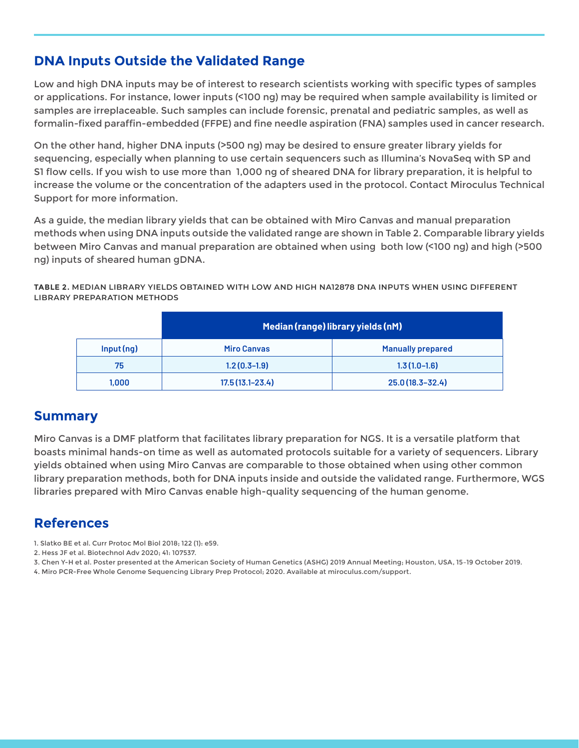## DNA Inputs Outside the Validated Range

Low and high DNA inputs may be of interest to research scientists working with specific types of samples or applications. For instance, lower inputs (<100 ng) may be required when sample availability is limited or samples are irreplaceable. Such samples can include forensic, prenatal and pediatric samples, as well as formalin-fixed paraffin-embedded (FFPE) and fine needle aspiration (FNA) samples used in cancer research.

On the other hand, higher DNA inputs (>500 ng) may be desired to ensure greater library yields for sequencing, especially when planning to use certain sequencers such as Illumina's NovaSeq with SP and S1 flow cells. If you wish to use more than 1,000 ng of sheared DNA for library preparation, it is helpful to increase the volume or the concentration of the adapters used in the protocol. Contact Miroculus Technical Support for more information.

As a guide, the median library yields that can be obtained with Miro Canvas and manual preparation methods when using DNA inputs outside the validated range are shown in Table 2. Comparable library yields between Miro Canvas and manual preparation are obtained when using both low (<100 ng) and high (>500 ng) inputs of sheared human gDNA.

**TABLE 2.** MEDIAN LIBRARY YIELDS OBTAINED WITH LOW AND HIGH NA12878 DNA INPUTS WHEN USING DIFFERENT LIBRARY PREPARATION METHODS

| | Median (range) library yields (nM) | |
|---|---|---|
| Input (ng) | Miro Canvas | Manually prepared |
| 75 | 1.2 (0.3–1.9) | 1.3 (1.0–1.6) |
| 1,000 | 17.5 (13.1–23.4) | 25.0 (18.3–32.4) |

## Summary

Miro Canvas is a DMF platform that facilitates library preparation for NGS. It is a versatile platform that boasts minimal hands-on time as well as automated protocols suitable for a variety of sequencers. Library yields obtained when using Miro Canvas are comparable to those obtained when using other common library preparation methods, both for DNA inputs inside and outside the validated range. Furthermore, WGS libraries prepared with Miro Canvas enable high-quality sequencing of the human genome.

## References

1. Slatko BE et al. Curr Protoc Mol Biol 2018; 122 (1): e59.
2. Hess JF et al. Biotechnol Adv 2020; 41: 107537.
3. Chen Y-H et al. Poster presented at the American Society of Human Genetics (ASHG) 2019 Annual Meeting; Houston, USA, 15–19 October 2019.
4. Miro PCR-Free Whole Genome Sequencing Library Prep Protocol; 2020. Available at miroculus.com/support.